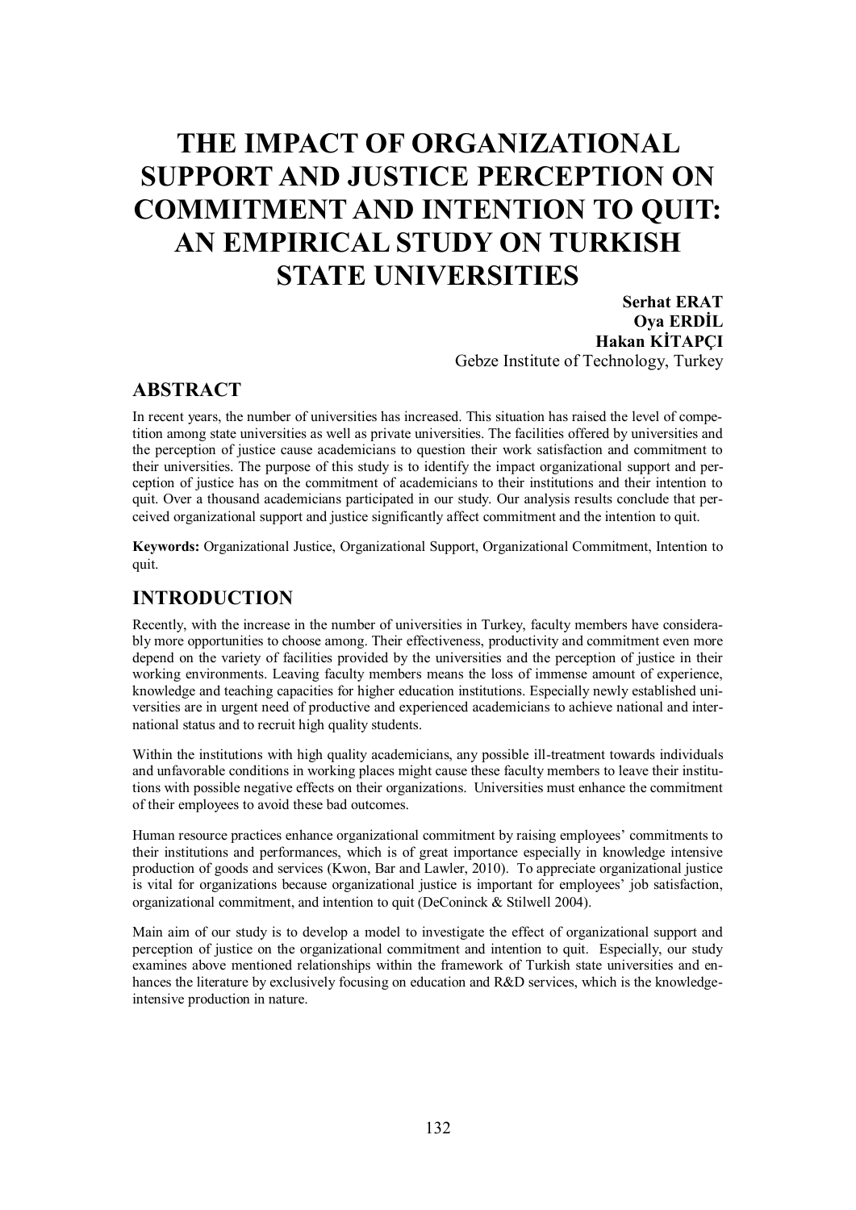# THE IMPACT OF ORGANIZATIONAL SUPPORT AND JUSTICE PERCEPTION ON COMMITMENT AND INTENTION TO QUIT: AN EMPIRICAL STUDY ON TURKISH STATE UNIVERSITIES

**Serhat ERAT**
**Oya ERDİL**
**Hakan KİTAPÇI**
Gebze Institute of Technology, Turkey

## ABSTRACT

In recent years, the number of universities has increased. This situation has raised the level of competition among state universities as well as private universities. The facilities offered by universities and the perception of justice cause academicians to question their work satisfaction and commitment to their universities. The purpose of this study is to identify the impact organizational support and perception of justice has on the commitment of academicians to their institutions and their intention to quit. Over a thousand academicians participated in our study. Our analysis results conclude that perceived organizational support and justice significantly affect commitment and the intention to quit.

**Keywords:** Organizational Justice, Organizational Support, Organizational Commitment, Intention to quit.

## INTRODUCTION

Recently, with the increase in the number of universities in Turkey, faculty members have considerably more opportunities to choose among. Their effectiveness, productivity and commitment even more depend on the variety of facilities provided by the universities and the perception of justice in their working environments. Leaving faculty members means the loss of immense amount of experience, knowledge and teaching capacities for higher education institutions. Especially newly established universities are in urgent need of productive and experienced academicians to achieve national and international status and to recruit high quality students.

Within the institutions with high quality academicians, any possible ill-treatment towards individuals and unfavorable conditions in working places might cause these faculty members to leave their institutions with possible negative effects on their organizations. Universities must enhance the commitment of their employees to avoid these bad outcomes.

Human resource practices enhance organizational commitment by raising employees' commitments to their institutions and performances, which is of great importance especially in knowledge intensive production of goods and services (Kwon, Bar and Lawler, 2010). To appreciate organizational justice is vital for organizations because organizational justice is important for employees' job satisfaction, organizational commitment, and intention to quit (DeConinck & Stilwell 2004).

Main aim of our study is to develop a model to investigate the effect of organizational support and perception of justice on the organizational commitment and intention to quit. Especially, our study examines above mentioned relationships within the framework of Turkish state universities and enhances the literature by exclusively focusing on education and R&D services, which is the knowledge-intensive production in nature.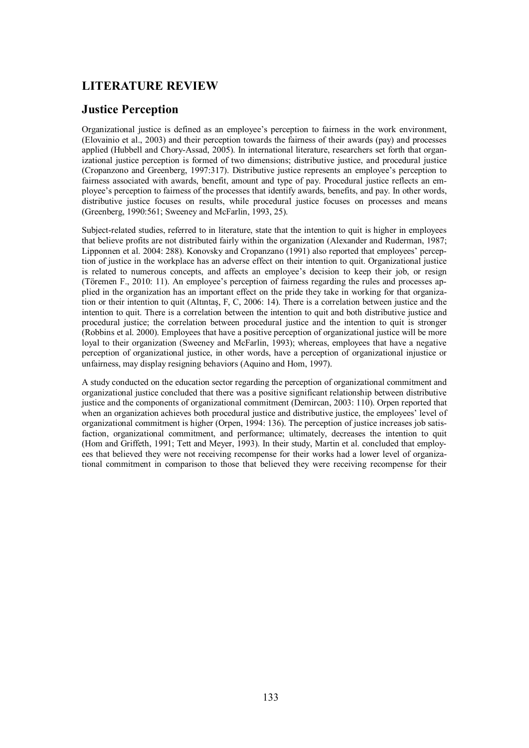## LITERATURE REVIEW

## Justice Perception

Organizational justice is defined as an employee's perception to fairness in the work environment, (Elovainio et al., 2003) and their perception towards the fairness of their awards (pay) and processes applied (Hubbell and Chory-Assad, 2005). In international literature, researchers set forth that organizational justice perception is formed of two dimensions; distributive justice, and procedural justice (Cropanzono and Greenberg, 1997:317). Distributive justice represents an employee's perception to fairness associated with awards, benefit, amount and type of pay. Procedural justice reflects an employee's perception to fairness of the processes that identify awards, benefits, and pay. In other words, distributive justice focuses on results, while procedural justice focuses on processes and means (Greenberg, 1990:561; Sweeney and McFarlin, 1993, 25).

Subject-related studies, referred to in literature, state that the intention to quit is higher in employees that believe profits are not distributed fairly within the organization (Alexander and Ruderman, 1987; Lipponnen et al. 2004: 288). Konovsky and Cropanzano (1991) also reported that employees' perception of justice in the workplace has an adverse effect on their intention to quit. Organizational justice is related to numerous concepts, and affects an employee's decision to keep their job, or resign (Töremen F., 2010: 11). An employee's perception of fairness regarding the rules and processes applied in the organization has an important effect on the pride they take in working for that organization or their intention to quit (Altıntaş, F, C, 2006: 14). There is a correlation between justice and the intention to quit. There is a correlation between the intention to quit and both distributive justice and procedural justice; the correlation between procedural justice and the intention to quit is stronger (Robbins et al. 2000). Employees that have a positive perception of organizational justice will be more loyal to their organization (Sweeney and McFarlin, 1993); whereas, employees that have a negative perception of organizational justice, in other words, have a perception of organizational injustice or unfairness, may display resigning behaviors (Aquino and Hom, 1997).

A study conducted on the education sector regarding the perception of organizational commitment and organizational justice concluded that there was a positive significant relationship between distributive justice and the components of organizational commitment (Demircan, 2003: 110). Orpen reported that when an organization achieves both procedural justice and distributive justice, the employees' level of organizational commitment is higher (Orpen, 1994: 136). The perception of justice increases job satisfaction, organizational commitment, and performance; ultimately, decreases the intention to quit (Hom and Griffeth, 1991; Tett and Meyer, 1993). In their study, Martin et al. concluded that employees that believed they were not receiving recompense for their works had a lower level of organizational commitment in comparison to those that believed they were receiving recompense for their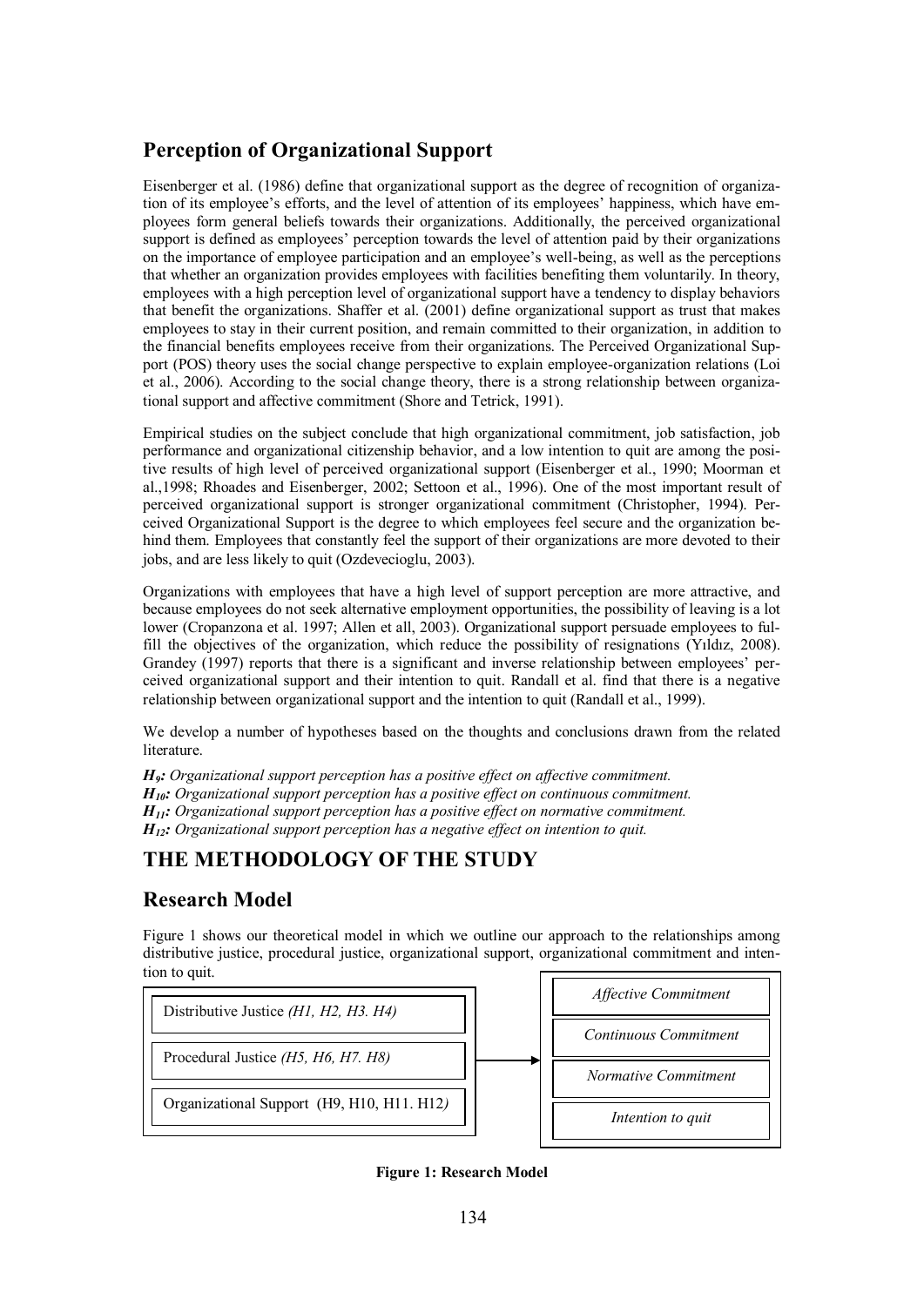## Perception of Organizational Support

Eisenberger et al. (1986) define that organizational support as the degree of recognition of organization of its employee's efforts, and the level of attention of its employees' happiness, which have employees form general beliefs towards their organizations. Additionally, the perceived organizational support is defined as employees' perception towards the level of attention paid by their organizations on the importance of employee participation and an employee's well-being, as well as the perceptions that whether an organization provides employees with facilities benefiting them voluntarily. In theory, employees with a high perception level of organizational support have a tendency to display behaviors that benefit the organizations. Shaffer et al. (2001) define organizational support as trust that makes employees to stay in their current position, and remain committed to their organization, in addition to the financial benefits employees receive from their organizations. The Perceived Organizational Support (POS) theory uses the social change perspective to explain employee-organization relations (Loi et al., 2006). According to the social change theory, there is a strong relationship between organizational support and affective commitment (Shore and Tetrick, 1991).

Empirical studies on the subject conclude that high organizational commitment, job satisfaction, job performance and organizational citizenship behavior, and a low intention to quit are among the positive results of high level of perceived organizational support (Eisenberger et al., 1990; Moorman et al.,1998; Rhoades and Eisenberger, 2002; Settoon et al., 1996). One of the most important result of perceived organizational support is stronger organizational commitment (Christopher, 1994). Perceived Organizational Support is the degree to which employees feel secure and the organization behind them. Employees that constantly feel the support of their organizations are more devoted to their jobs, and are less likely to quit (Ozdevecioglu, 2003).

Organizations with employees that have a high level of support perception are more attractive, and because employees do not seek alternative employment opportunities, the possibility of leaving is a lot lower (Cropanzona et al. 1997; Allen et all, 2003). Organizational support persuade employees to fulfill the objectives of the organization, which reduce the possibility of resignations (Yıldız, 2008). Grandey (1997) reports that there is a significant and inverse relationship between employees' perceived organizational support and their intention to quit. Randall et al. find that there is a negative relationship between organizational support and the intention to quit (Randall et al., 1999).

We develop a number of hypotheses based on the thoughts and conclusions drawn from the related literature.

***$H_9$:*** *Organizational support perception has a positive effect on affective commitment.*
***$H_{10}$:*** *Organizational support perception has a positive effect on continuous commitment.*
***$H_{11}$:*** *Organizational support perception has a positive effect on normative commitment.*
***$H_{12}$:*** *Organizational support perception has a negative effect on intention to quit.*

# THE METHODOLOGY OF THE STUDY

## Research Model

Figure 1 shows our theoretical model in which we outline our approach to the relationships among distributive justice, procedural justice, organizational support, organizational commitment and intention to quit.

| Independent Variables | | Dependent Variables |
|---|---|---|
| Distributive Justice *(H1, H2, H3. H4)* | → | *Affective Commitment* |
| Procedural Justice *(H5, H6, H7. H8)* | | *Continuous Commitment* |
| Organizational Support (H9, H10, H11. H12*)* | | *Normative Commitment* |
| | | *Intention to quit* |

**Figure 1: Research Model**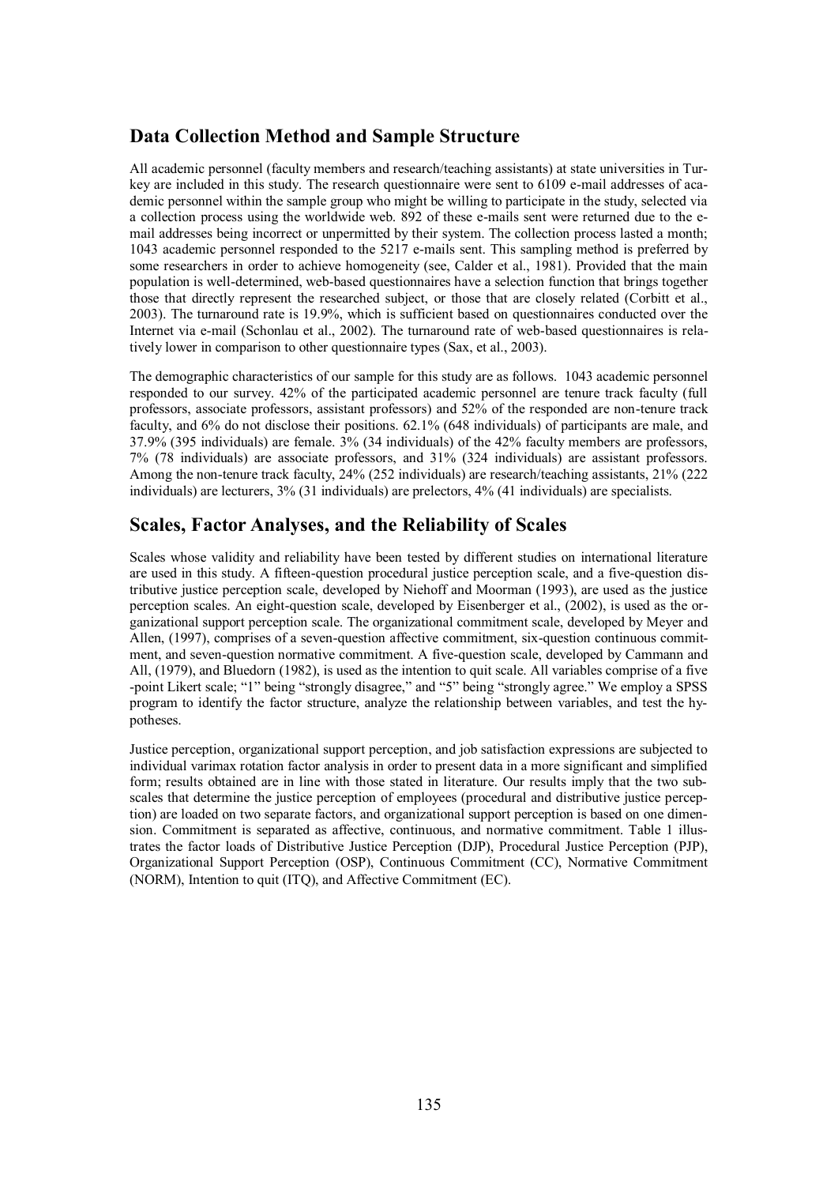## Data Collection Method and Sample Structure

All academic personnel (faculty members and research/teaching assistants) at state universities in Turkey are included in this study. The research questionnaire were sent to 6109 e-mail addresses of academic personnel within the sample group who might be willing to participate in the study, selected via a collection process using the worldwide web. 892 of these e-mails sent were returned due to the e-mail addresses being incorrect or unpermitted by their system. The collection process lasted a month; 1043 academic personnel responded to the 5217 e-mails sent. This sampling method is preferred by some researchers in order to achieve homogeneity (see, Calder et al., 1981). Provided that the main population is well-determined, web-based questionnaires have a selection function that brings together those that directly represent the researched subject, or those that are closely related (Corbitt et al., 2003). The turnaround rate is 19.9%, which is sufficient based on questionnaires conducted over the Internet via e-mail (Schonlau et al., 2002). The turnaround rate of web-based questionnaires is relatively lower in comparison to other questionnaire types (Sax, et al., 2003).

The demographic characteristics of our sample for this study are as follows. 1043 academic personnel responded to our survey. 42% of the participated academic personnel are tenure track faculty (full professors, associate professors, assistant professors) and 52% of the responded are non-tenure track faculty, and 6% do not disclose their positions. 62.1% (648 individuals) of participants are male, and 37.9% (395 individuals) are female. 3% (34 individuals) of the 42% faculty members are professors, 7% (78 individuals) are associate professors, and 31% (324 individuals) are assistant professors. Among the non-tenure track faculty, 24% (252 individuals) are research/teaching assistants, 21% (222 individuals) are lecturers, 3% (31 individuals) are prelectors, 4% (41 individuals) are specialists.

## Scales, Factor Analyses, and the Reliability of Scales

Scales whose validity and reliability have been tested by different studies on international literature are used in this study. A fifteen-question procedural justice perception scale, and a five-question distributive justice perception scale, developed by Niehoff and Moorman (1993), are used as the justice perception scales. An eight-question scale, developed by Eisenberger et al., (2002), is used as the organizational support perception scale. The organizational commitment scale, developed by Meyer and Allen, (1997), comprises of a seven-question affective commitment, six-question continuous commitment, and seven-question normative commitment. A five-question scale, developed by Cammann and All, (1979), and Bluedorn (1982), is used as the intention to quit scale. All variables comprise of a five -point Likert scale; "1" being "strongly disagree," and "5" being "strongly agree." We employ a SPSS program to identify the factor structure, analyze the relationship between variables, and test the hypotheses.

Justice perception, organizational support perception, and job satisfaction expressions are subjected to individual varimax rotation factor analysis in order to present data in a more significant and simplified form; results obtained are in line with those stated in literature. Our results imply that the two subscales that determine the justice perception of employees (procedural and distributive justice perception) are loaded on two separate factors, and organizational support perception is based on one dimension. Commitment is separated as affective, continuous, and normative commitment. Table 1 illustrates the factor loads of Distributive Justice Perception (DJP), Procedural Justice Perception (PJP), Organizational Support Perception (OSP), Continuous Commitment (CC), Normative Commitment (NORM), Intention to quit (ITQ), and Affective Commitment (EC).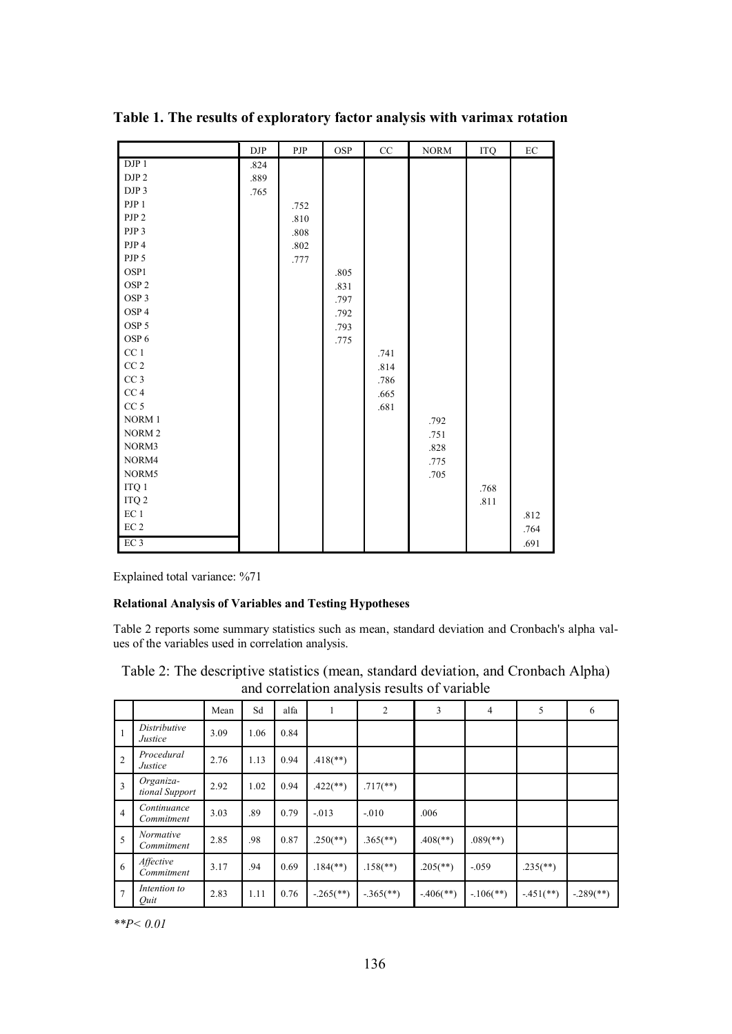**Table 1. The results of exploratory factor analysis with varimax rotation**

| | DJP | PJP | OSP | CC | NORM | ITQ | EC |
|---|---|---|---|---|---|---|---|
| DJP 1 | .824 | | | | | | |
| DJP 2 | .889 | | | | | | |
| DJP 3 | .765 | | | | | | |
| PJP 1 | | .752 | | | | | |
| PJP 2 | | .810 | | | | | |
| PJP 3 | | .808 | | | | | |
| PJP 4 | | .802 | | | | | |
| PJP 5 | | .777 | | | | | |
| OSP1 | | | .805 | | | | |
| OSP 2 | | | .831 | | | | |
| OSP 3 | | | .797 | | | | |
| OSP 4 | | | .792 | | | | |
| OSP 5 | | | .793 | | | | |
| OSP 6 | | | .775 | | | | |
| CC 1 | | | | .741 | | | |
| CC 2 | | | | .814 | | | |
| CC 3 | | | | .786 | | | |
| CC 4 | | | | .665 | | | |
| CC 5 | | | | .681 | | | |
| NORM 1 | | | | | .792 | | |
| NORM 2 | | | | | .751 | | |
| NORM3 | | | | | .828 | | |
| NORM4 | | | | | .775 | | |
| NORM5 | | | | | .705 | | |
| ITQ 1 | | | | | | .768 | |
| ITQ 2 | | | | | | .811 | |
| EC 1 | | | | | | | .812 |
| EC 2 | | | | | | | .764 |
| EC 3 | | | | | | | .691 |

Explained total variance: %71

**Relational Analysis of Variables and Testing Hypotheses**

Table 2 reports some summary statistics such as mean, standard deviation and Cronbach's alpha values of the variables used in correlation analysis.

Table 2: The descriptive statistics (mean, standard deviation, and Cronbach Alpha) and correlation analysis results of variable

| | | Mean | Sd | alfa | 1 | 2 | 3 | 4 | 5 | 6 |
|---|---|---|---|---|---|---|---|---|---|---|
| 1 | *Distributive Justice* | 3.09 | 1.06 | 0.84 | | | | | | |
| 2 | *Procedural Justice* | 2.76 | 1.13 | 0.94 | .418(**) | | | | | |
| 3 | *Organiza-tional Support* | 2.92 | 1.02 | 0.94 | .422(**) | .717(**) | | | | |
| 4 | *Continuance Commitment* | 3.03 | .89 | 0.79 | -.013 | -.010 | .006 | | | |
| 5 | *Normative Commitment* | 2.85 | .98 | 0.87 | .250(**) | .365(**) | .408(**) | .089(**) | | |
| 6 | *Affective Commitment* | 3.17 | .94 | 0.69 | .184(**) | .158(**) | .205(**) | -.059 | .235(**) | |
| 7 | *Intention to Quit* | 2.83 | 1.11 | 0.76 | -.265(**) | -.365(**) | -.406(**) | -.106(**) | -.451(**) | -.289(**) |

*$^{**}P< 0.01$*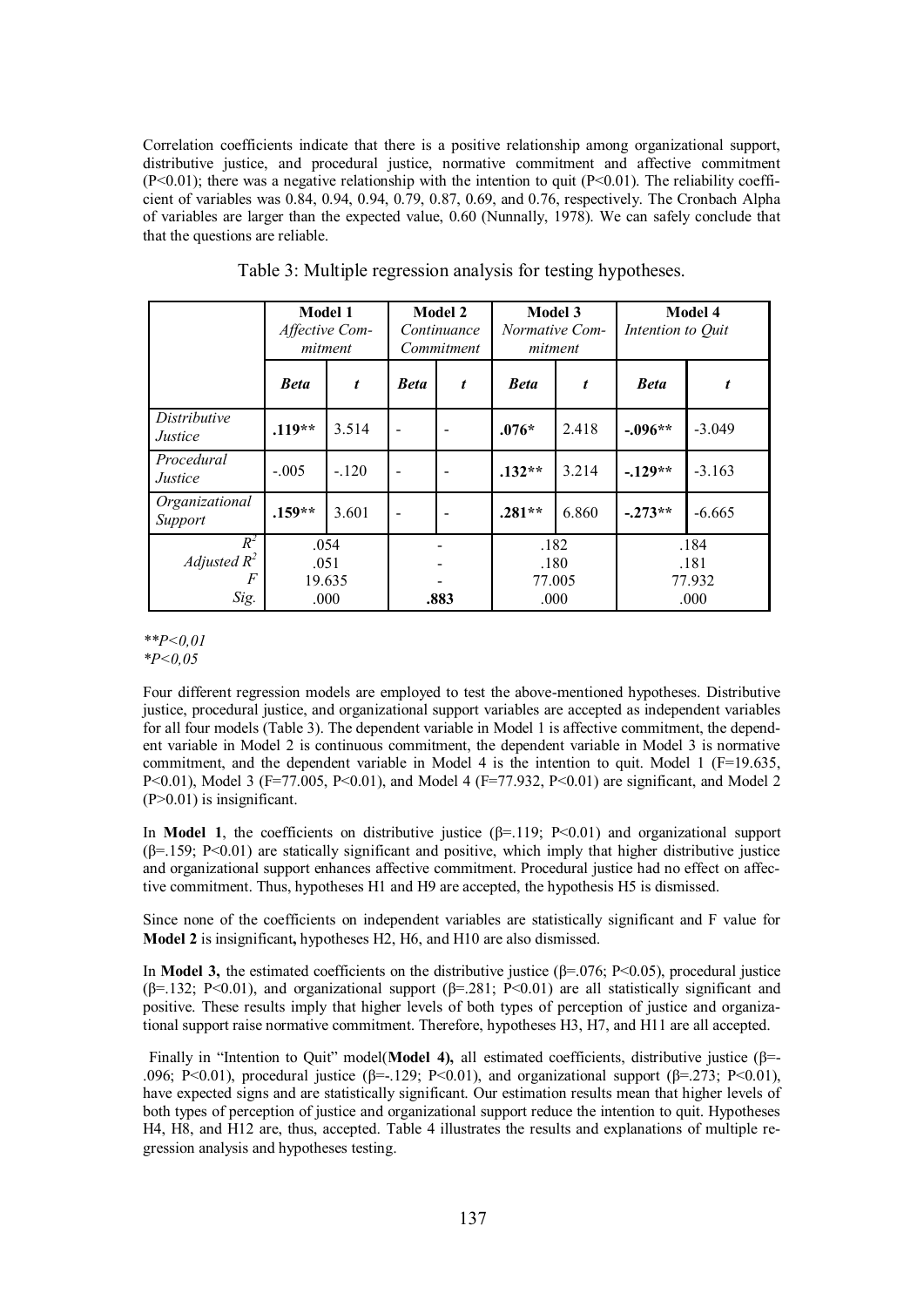Correlation coefficients indicate that there is a positive relationship among organizational support, distributive justice, and procedural justice, normative commitment and affective commitment ($P<0.01$); there was a negative relationship with the intention to quit ($P<0.01$). The reliability coefficient of variables was 0.84, 0.94, 0.94, 0.79, 0.87, 0.69, and 0.76, respectively. The Cronbach Alpha of variables are larger than the expected value, 0.60 (Nunnally, 1978). We can safely conclude that that the questions are reliable.

Table 3: Multiple regression analysis for testing hypotheses.

| | **Model 1** *Affective Commitment* | | **Model 2** *Continuance Commitment* | | **Model 3** *Normative Commitment* | | **Model 4** *Intention to Quit* | |
|---|---|---|---|---|---|---|---|---|
| | ***Beta*** | ***t*** | ***Beta*** | ***t*** | ***Beta*** | ***t*** | ***Beta*** | ***t*** |
| *Distributive Justice* | **.119\*\*** | 3.514 | - | - | **.076\*** | 2.418 | **-.096\*\*** | -3.049 |
| *Procedural Justice* | -.005 | -.120 | - | - | **.132\*\*** | 3.214 | **-.129\*\*** | -3.163 |
| *Organizational Support* | **.159\*\*** | 3.601 | - | - | **.281\*\*** | 6.860 | **-.273\*\*** | -6.665 |
| $R^2$ | .054 | | - | | .182 | | .184 | |
| Adjusted $R^2$ | .051 | | - | | .180 | | .181 | |
| $F$ | 19.635 | | - | | 77.005 | | 77.932 | |
| Sig. | .000 | | **.883** | | .000 | | .000 | |

*\*\*P<0,01*
*\*P<0,05*

Four different regression models are employed to test the above-mentioned hypotheses. Distributive justice, procedural justice, and organizational support variables are accepted as independent variables for all four models (Table 3). The dependent variable in Model 1 is affective commitment, the dependent variable in Model 2 is continuous commitment, the dependent variable in Model 3 is normative commitment, and the dependent variable in Model 4 is the intention to quit. Model 1 ($F=19.635$, $P<0.01$), Model 3 ($F=77.005$, $P<0.01$), and Model 4 ($F=77.932$, $P<0.01$) are significant, and Model 2 ($P>0.01$) is insignificant.

In **Model 1**, the coefficients on distributive justice ($\beta=.119$; $P<0.01$) and organizational support ($\beta=.159$; $P<0.01$) are statically significant and positive, which imply that higher distributive justice and organizational support enhances affective commitment. Procedural justice had no effect on affective commitment. Thus, hypotheses H1 and H9 are accepted, the hypothesis H5 is dismissed.

Since none of the coefficients on independent variables are statistically significant and F value for **Model 2** is insignificant**,** hypotheses H2, H6, and H10 are also dismissed.

In **Model 3,** the estimated coefficients on the distributive justice ($\beta=.076$; $P<0.05$), procedural justice ($\beta=.132$; $P<0.01$), and organizational support ($\beta=.281$; $P<0.01$) are all statistically significant and positive. These results imply that higher levels of both types of perception of justice and organizational support raise normative commitment. Therefore, hypotheses H3, H7, and H11 are all accepted.

Finally in "Intention to Quit" model(**Model 4),** all estimated coefficients, distributive justice ($\beta=-.096$; $P<0.01$), procedural justice ($\beta=-.129$; $P<0.01$), and organizational support ($\beta=.273$; $P<0.01$), have expected signs and are statistically significant. Our estimation results mean that higher levels of both types of perception of justice and organizational support reduce the intention to quit. Hypotheses H4, H8, and H12 are, thus, accepted. Table 4 illustrates the results and explanations of multiple regression analysis and hypotheses testing.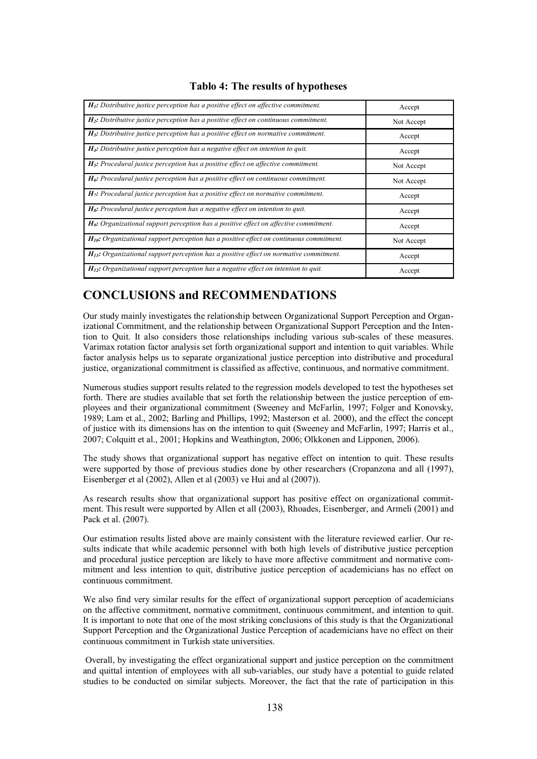**Tablo 4: The results of hypotheses**

| Hypothesis | Result |
|---|---|
| ***$H_1$:*** *Distributive justice perception has a positive effect on affective commitment.* | Accept |
| ***$H_2$:*** *Distributive justice perception has a positive effect on continuous commitment.* | Not Accept |
| ***$H_3$:*** *Distributive justice perception has a positive effect on normative commitment.* | Accept |
| ***$H_4$:*** *Distributive justice perception has a negative effect on intention to quit.* | Accept |
| ***$H_5$:*** *Procedural justice perception has a positive effect on affective commitment.* | Not Accept |
| ***$H_6$:*** *Procedural justice perception has a positive effect on continuous commitment.* | Not Accept |
| ***$H_7$:*** *Procedural justice perception has a positive effect on normative commitment.* | Accept |
| ***$H_8$:*** *Procedural justice perception has a negative effect on intention to quit.* | Accept |
| ***$H_9$:*** *Organizational support perception has a positive effect on affective commitment.* | Accept |
| ***$H_{10}$:*** *Organizational support perception has a positive effect on continuous commitment.* | Not Accept |
| ***$H_{11}$:*** *Organizational support perception has a positive effect on normative commitment.* | Accept |
| ***$H_{12}$:*** *Organizational support perception has a negative effect on intention to quit.* | Accept |

## CONCLUSIONS and RECOMMENDATIONS

Our study mainly investigates the relationship between Organizational Support Perception and Organizational Commitment, and the relationship between Organizational Support Perception and the Intention to Quit. It also considers those relationships including various sub-scales of these measures. Varimax rotation factor analysis set forth organizational support and intention to quit variables. While factor analysis helps us to separate organizational justice perception into distributive and procedural justice, organizational commitment is classified as affective, continuous, and normative commitment.

Numerous studies support results related to the regression models developed to test the hypotheses set forth. There are studies available that set forth the relationship between the justice perception of employees and their organizational commitment (Sweeney and McFarlin, 1997; Folger and Konovsky, 1989; Lam et al., 2002; Barling and Phillips, 1992; Masterson et al. 2000), and the effect the concept of justice with its dimensions has on the intention to quit (Sweeney and McFarlin, 1997; Harris et al., 2007; Colquitt et al., 2001; Hopkins and Weathington, 2006; Olkkonen and Lipponen, 2006).

The study shows that organizational support has negative effect on intention to quit. These results were supported by those of previous studies done by other researchers (Cropanzona and all (1997), Eisenberger et al (2002), Allen et al (2003) ve Hui and al (2007)).

As research results show that organizational support has positive effect on organizational commitment. This result were supported by Allen et all (2003), Rhoades, Eisenberger, and Armeli (2001) and Pack et al. (2007).

Our estimation results listed above are mainly consistent with the literature reviewed earlier. Our results indicate that while academic personnel with both high levels of distributive justice perception and procedural justice perception are likely to have more affective commitment and normative commitment and less intention to quit, distributive justice perception of academicians has no effect on continuous commitment.

We also find very similar results for the effect of organizational support perception of academicians on the affective commitment, normative commitment, continuous commitment, and intention to quit. It is important to note that one of the most striking conclusions of this study is that the Organizational Support Perception and the Organizational Justice Perception of academicians have no effect on their continuous commitment in Turkish state universities.

Overall, by investigating the effect organizational support and justice perception on the commitment and quittal intention of employees with all sub-variables, our study have a potential to guide related studies to be conducted on similar subjects. Moreover, the fact that the rate of participation in this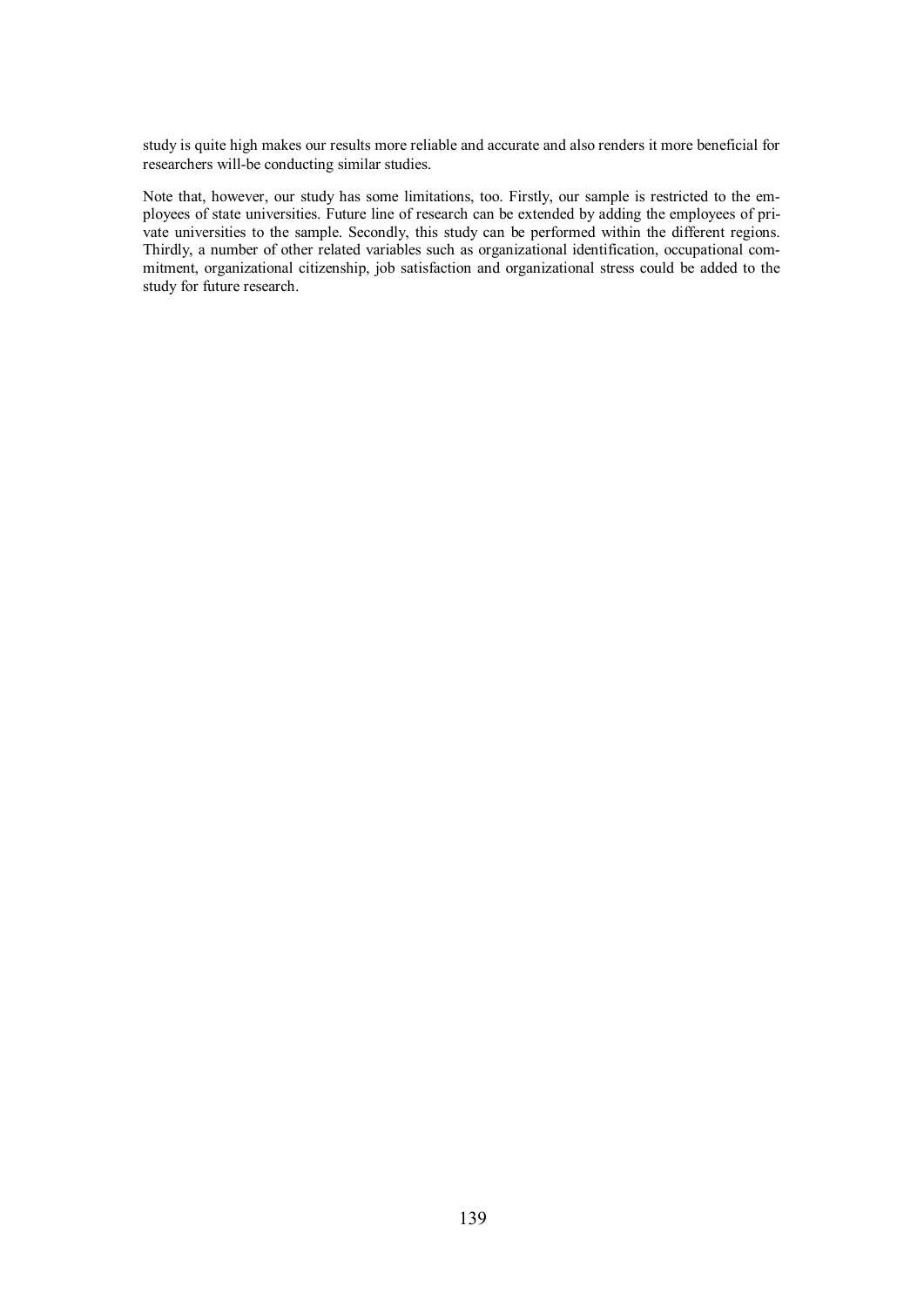study is quite high makes our results more reliable and accurate and also renders it more beneficial for researchers will-be conducting similar studies.

Note that, however, our study has some limitations, too. Firstly, our sample is restricted to the employees of state universities. Future line of research can be extended by adding the employees of private universities to the sample. Secondly, this study can be performed within the different regions. Thirdly, a number of other related variables such as organizational identification, occupational commitment, organizational citizenship, job satisfaction and organizational stress could be added to the study for future research.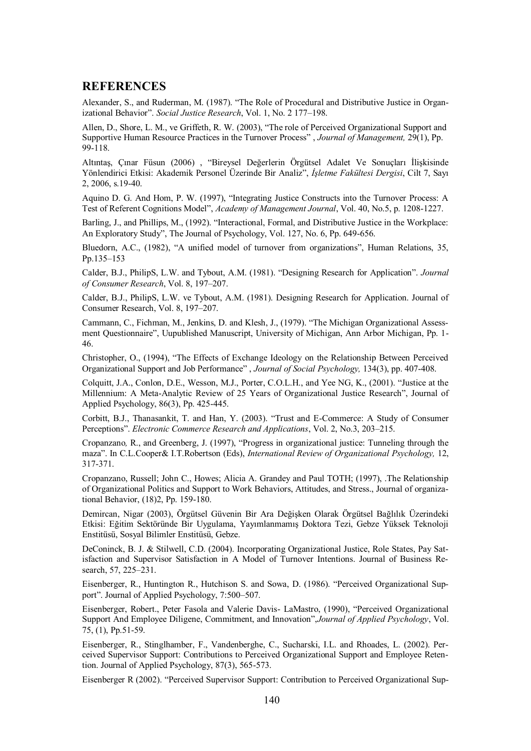## REFERENCES

Alexander, S., and Ruderman, M. (1987). "The Role of Procedural and Distributive Justice in Organizational Behavior". *Social Justice Research*, Vol. 1, No. 2 177–198.

Allen, D., Shore, L. M., ve Griffeth, R. W. (2003), "The role of Perceived Organizational Support and Supportive Human Resource Practices in the Turnover Process" , *Journal of Management,* 29(1), Pp. 99-118.

Altıntaş, Çınar Füsun (2006) , "Bireysel Değerlerin Örgütsel Adalet Ve Sonuçları İlişkisinde Yönlendirici Etkisi: Akademik Personel Üzerinde Bir Analiz", *İşletme Fakültesi Dergisi*, Cilt 7, Sayı 2, 2006, s.19-40.

Aquino D. G. And Hom, P. W. (1997), "Integrating Justice Constructs into the Turnover Process: A Test of Referent Cognitions Model", *Academy of Management Journal*, Vol. 40, No.5, p. 1208-1227.

Barling, J., and Phillips, M., (1992). "Interactional, Formal, and Distributive Justice in the Workplace: An Exploratory Study", The Journal of Psychology, Vol. 127, No. 6, Pp. 649-656.

Bluedorn, A.C., (1982), "A unified model of turnover from organizations", Human Relations, 35, Pp.135–153

Calder, B.J., PhilipS, L.W. and Tybout, A.M. (1981). "Designing Research for Application". *Journal of Consumer Research*, Vol. 8, 197–207.

Calder, B.J., PhilipS, L.W. ve Tybout, A.M. (1981). Designing Research for Application. Journal of Consumer Research, Vol. 8, 197–207.

Cammann, C., Fichman, M., Jenkins, D. and Klesh, J., (1979). "The Michigan Organizational Assessment Questionnaire", Uupublished Manuscript, University of Michigan, Ann Arbor Michigan, Pp. 1-46.

Christopher, O., (1994), "The Effects of Exchange Ideology on the Relationship Between Perceived Organizational Support and Job Performance" , *Journal of Social Psychology,* 134(3), pp. 407-408.

Colquitt, J.A., Conlon, D.E., Wesson, M.J., Porter, C.O.L.H., and Yee NG, K., (2001). "Justice at the Millennium: A Meta-Analytic Review of 25 Years of Organizational Justice Research", Journal of Applied Psychology, 86(3), Pp. 425-445.

Corbitt, B.J., Thanasankit, T. and Han, Y. (2003). "Trust and E-Commerce: A Study of Consumer Perceptions". *Electronic Commerce Research and Applications*, Vol. 2, No.3, 203–215.

Cropanzano*,* R., and Greenberg, J. (1997), "Progress in organizational justice: Tunneling through the maza". In C.L.Cooper& I.T.Robertson (Eds), *International Review of Organizational Psychology,* 12, 317-371.

Cropanzano, Russell; John C., Howes; Alicia A. Grandey and Paul TOTH; (1997), .The Relationship of Organizational Politics and Support to Work Behaviors, Attitudes, and Stress., Journal of organizational Behavior, (18)2, Pp. 159-180.

Demircan, Nigar (2003), Örgütsel Güvenin Bir Ara Değişken Olarak Örgütsel Bağlılık Üzerindeki Etkisi: Eğitim Sektöründe Bir Uygulama, Yayımlanmamış Doktora Tezi, Gebze Yüksek Teknoloji Enstitüsü, Sosyal Bilimler Enstitüsü, Gebze.

DeConinck, B. J. & Stilwell, C.D. (2004). Incorporating Organizational Justice, Role States, Pay Satisfaction and Supervisor Satisfaction in A Model of Turnover Intentions. Journal of Business Research, 57, 225–231.

Eisenberger, R., Huntington R., Hutchison S. and Sowa, D. (1986). "Perceived Organizational Support". Journal of Applied Psychology, 7:500–507.

Eisenberger, Robert., Peter Fasola and Valerie Davis- LaMastro, (1990), "Perceived Organizational Support And Employee Diligene, Commitment, and Innovation",*Journal of Applied Psychology*, Vol. 75, (1), Pp.51-59.

Eisenberger, R., Stinglhamber, F., Vandenberghe, C., Sucharski, I.L. and Rhoades, L. (2002). Perceived Supervisor Support: Contributions to Perceived Organizational Support and Employee Retention. Journal of Applied Psychology, 87(3), 565-573.

Eisenberger R (2002). "Perceived Supervisor Support: Contribution to Perceived Organizational Sup-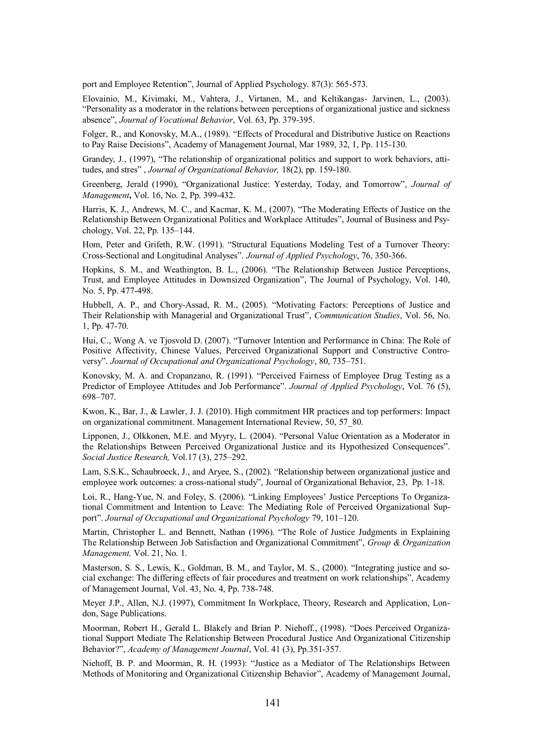port and Employee Retention", Journal of Applied Psychology. 87(3): 565-573.

Elovainio, M., Kivimaki, M., Vahtera, J., Virtanen, M., and Keltikangas- Jarvinen, L., (2003). "Personality as a moderator in the relations between perceptions of organizational justice and sickness absence", *Journal of Vocational Behavior*, Vol. 63, Pp. 379-395.

Folger, R., and Konovsky, M.A., (1989). "Effects of Procedural and Distributive Justice on Reactions to Pay Raise Decisions", Academy of Management Journal, Mar 1989, 32, 1, Pp. 115-130.

Grandey, J., (1997), "The relationship of organizational politics and support to work behaviors, attitudes, and stres" , *Journal of Organizational Behavior,* 18(2), pp. 159-180.

Greenberg, Jerald (1990), "Organizational Justice: Yesterday, Today, and Tomorrow", *Journal of Management***,** Vol. 16, No. 2, Pp. 399-432.

Harris, K. J., Andrews, M. C., and Kacmar, K. M., (2007). "The Moderating Effects of Justice on the Relationship Between Organizational Politics and Workplace Attitudes", Journal of Business and Psychology, Vol. 22, Pp. 135–144.

Hom, Peter and Grifeth, R.W. (1991). "Structural Equations Modeling Test of a Turnover Theory: Cross-Sectional and Longitudinal Analyses". *Journal of Applied Psychology*, 76, 350-366.

Hopkins, S. M., and Weathington, B. L., (2006). "The Relationship Between Justice Perceptions, Trust, and Employee Attitudes in Downsized Organization", The Journal of Psychology, Vol. 140, No. 5, Pp. 477-498.

Hubbell, A. P., and Chory-Assad, R. M., (2005). "Motivating Factors: Perceptions of Justice and Their Relationship with Managerial and Organizational Trust", *Communication Studies*, Vol. 56, No. 1, Pp. 47-70.

Hui, C., Wong A. ve Tjosvold D. (2007). "Turnover Intention and Performance in China: The Role of Positive Affectivity, Chinese Values, Perceived Organizational Support and Constructive Controversy". *Journal of Occupational and Organizational Psychology*, 80, 735–751.

Konovsky, M. A. and Cropanzano, R. (1991). "Perceived Fairness of Employee Drug Testing as a Predictor of Employee Attitudes and Job Performance". *Journal of Applied Psychology*, Vol. 76 (5), 698–707.

Kwon, K., Bar, J., & Lawler, J. J. (2010). High commitment HR practices and top performers: Impact on organizational commitment. Management International Review, 50, 57_80.

Lipponen, J., Olkkonen, M.E. and Myyry, L. (2004). "Personal Value Orientation as a Moderator in the Relationships Between Perceived Organizational Justice and its Hypothesized Consequences". *Social Justice Research,* Vol.17 (3), 275–292.

Lam, S.S.K., Schaubroeck, J., and Aryee, S., (2002). "Relationship between organizational justice and employee work outcomes: a cross-national study", Journal of Organizational Behavior, 23, Pp. 1-18.

Loi, R., Hang-Yue, N. and Foley, S. (2006). "Linking Employees' Justice Perceptions To Organizational Commitment and Intention to Leave: The Mediating Role of Perceived Organizational Support". *Journal of Occupational and Organizational Psychology* 79, 101–120.

Martin, Christopher L. and Bennett, Nathan (1996). "The Role of Justice Judgments in Explaining The Relationship Between Job Satisfaction and Organizational Commitment", *Group & Organization Management,* Vol. 21, No. 1.

Masterson, S. S., Lewis, K., Goldman, B. M., and Taylor, M. S., (2000). "Integrating justice and social exchange: The differing effects of fair procedures and treatment on work relationships", Academy of Management Journal, Vol. 43, No. 4, Pp. 738-748.

Meyer J.P., Allen, N.J. (1997), Commitment In Workplace, Theory, Research and Application, London, Sage Publications.

Moorman, Robert H., Gerald L. Blakely and Brian P. Niehoff., (1998). "Does Perceived Organizational Support Mediate The Relationship Between Procedural Justice And Organizational Citizenship Behavior?", *Academy of Management Journal*, Vol. 41 (3), Pp.351-357.

Niehoff, B. P. and Moorman, R. H. (1993): "Justice as a Mediator of The Relationships Between Methods of Monitoring and Organizational Citizenship Behavior", Academy of Management Journal,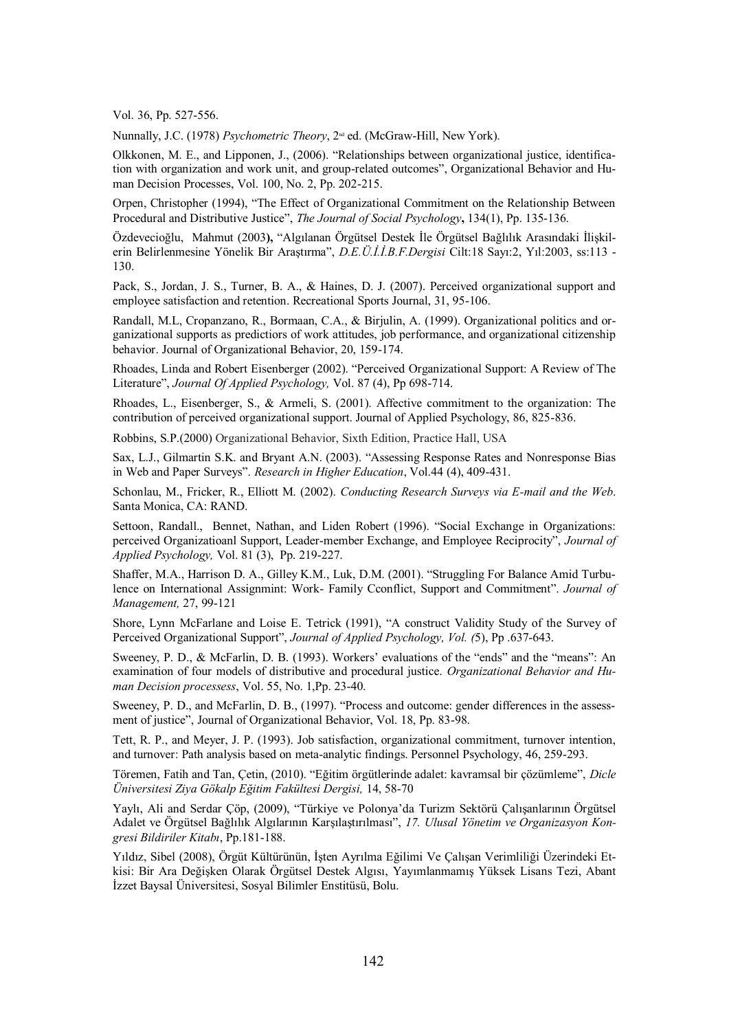Vol. 36, Pp. 527-556.

Nunnally, J.C. (1978) *Psychometric Theory*, 2nd ed. (McGraw-Hill, New York).

Olkkonen, M. E., and Lipponen, J., (2006). "Relationships between organizational justice, identification with organization and work unit, and group-related outcomes", Organizational Behavior and Human Decision Processes, Vol. 100, No. 2, Pp. 202-215.

Orpen, Christopher (1994), "The Effect of Organizational Commitment on the Relationship Between Procedural and Distributive Justice", *The Journal of Social Psychology***,** 134(1), Pp. 135-136.

Özdevecioğlu, Mahmut (2003**),** "Algılanan Örgütsel Destek İle Örgütsel Bağlılık Arasındaki İlişkilerin Belirlenmesine Yönelik Bir Araştırma", *D.E.Ü.İ.İ.B.F.Dergisi* Cilt:18 Sayı:2, Yıl:2003, ss:113 - 130.

Pack, S., Jordan, J. S., Turner, B. A., & Haines, D. J. (2007). Perceived organizational support and employee satisfaction and retention. Recreational Sports Journal, 31, 95-106.

Randall, M.L, Cropanzano, R., Bormaan, C.A., & Birjulin, A. (1999). Organizational politics and organizational supports as predictiors of work attitudes, job performance, and organizational citizenship behavior. Journal of Organizational Behavior, 20, 159-174.

Rhoades, Linda and Robert Eisenberger (2002). "Perceived Organizational Support: A Review of The Literature", *Journal Of Applied Psychology,* Vol. 87 (4), Pp 698-714.

Rhoades, L., Eisenberger, S., & Armeli, S. (2001). Affective commitment to the organization: The contribution of perceived organizational support. Journal of Applied Psychology, 86, 825-836.

Robbins, S.P.(2000) Organizational Behavior, Sixth Edition, Practice Hall, USA

Sax, L.J., Gilmartin S.K. and Bryant A.N. (2003). "Assessing Response Rates and Nonresponse Bias in Web and Paper Surveys". *Research in Higher Education*, Vol.44 (4), 409-431.

Schonlau, M., Fricker, R., Elliott M. (2002). *Conducting Research Surveys via E-mail and the Web*. Santa Monica, CA: RAND.

Settoon, Randall., Bennet, Nathan, and Liden Robert (1996). "Social Exchange in Organizations: perceived Organizatioanl Support, Leader-member Exchange, and Employee Reciprocity", *Journal of Applied Psychology,* Vol. 81 (3), Pp. 219-227.

Shaffer, M.A., Harrison D. A., Gilley K.M., Luk, D.M. (2001). "Struggling For Balance Amid Turbulence on International Assignmint: Work- Family Cconflict, Support and Commitment". *Journal of Management,* 27, 99-121

Shore, Lynn McFarlane and Loise E. Tetrick (1991), "A construct Validity Study of the Survey of Perceived Organizational Support", *Journal of Applied Psychology, Vol. (*5), Pp .637-643.

Sweeney, P. D., & McFarlin, D. B. (1993). Workers' evaluations of the "ends" and the "means": An examination of four models of distributive and procedural justice. *Organizational Behavior and Human Decision processess*, Vol. 55, No. 1,Pp. 23-40.

Sweeney, P. D., and McFarlin, D. B., (1997). "Process and outcome: gender differences in the assessment of justice", Journal of Organizational Behavior, Vol. 18, Pp. 83-98.

Tett, R. P., and Meyer, J. P. (1993). Job satisfaction, organizational commitment, turnover intention, and turnover: Path analysis based on meta-analytic findings. Personnel Psychology, 46, 259-293.

Töremen, Fatih and Tan, Çetin, (2010). "Eğitim örgütlerinde adalet: kavramsal bir çözümleme", *Dicle Üniversitesi Ziya Gökalp Eğitim Fakültesi Dergisi,* 14, 58-70

Yaylı, Ali and Serdar Çöp, (2009), "Türkiye ve Polonya'da Turizm Sektörü Çalışanlarının Örgütsel Adalet ve Örgütsel Bağlılık Algılarının Karşılaştırılması", *17. Ulusal Yönetim ve Organizasyon Kongresi Bildiriler Kitabı*, Pp.181-188.

Yıldız, Sibel (2008), Örgüt Kültürünün, İşten Ayrılma Eğilimi Ve Çalışan Verimliliği Üzerindeki Etkisi: Bir Ara Değişken Olarak Örgütsel Destek Algısı, Yayımlanmamış Yüksek Lisans Tezi, Abant İzzet Baysal Üniversitesi, Sosyal Bilimler Enstitüsü, Bolu.